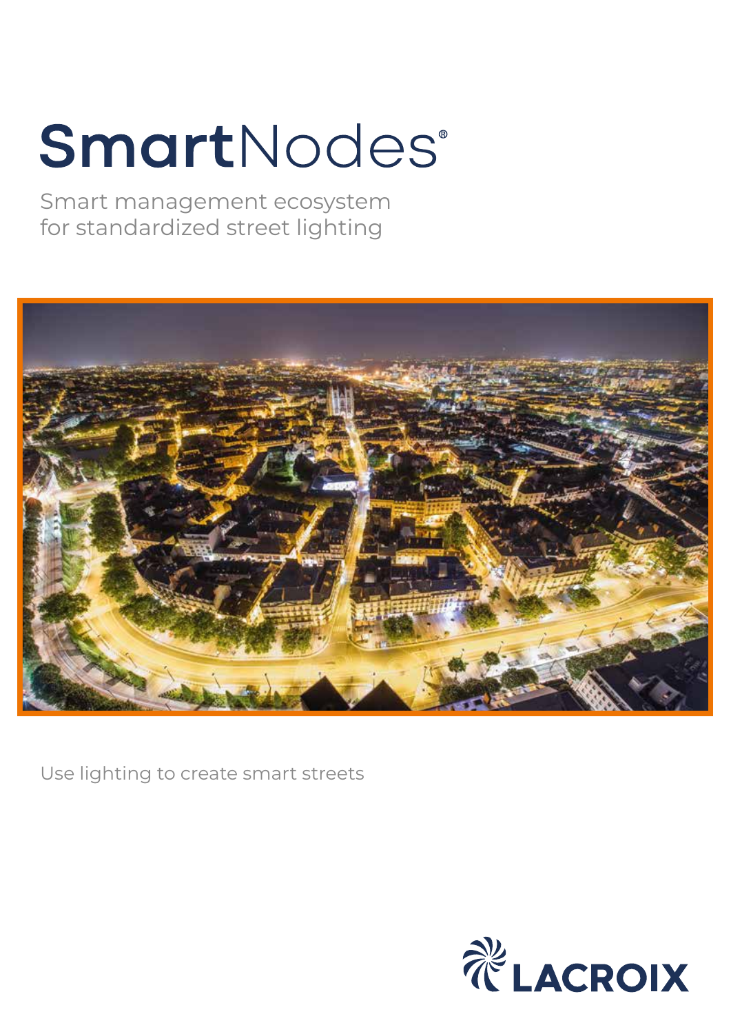# SmartNodes®

Smart management ecosystem
for standardized street lighting

Use lighting to create smart streets

LACROIX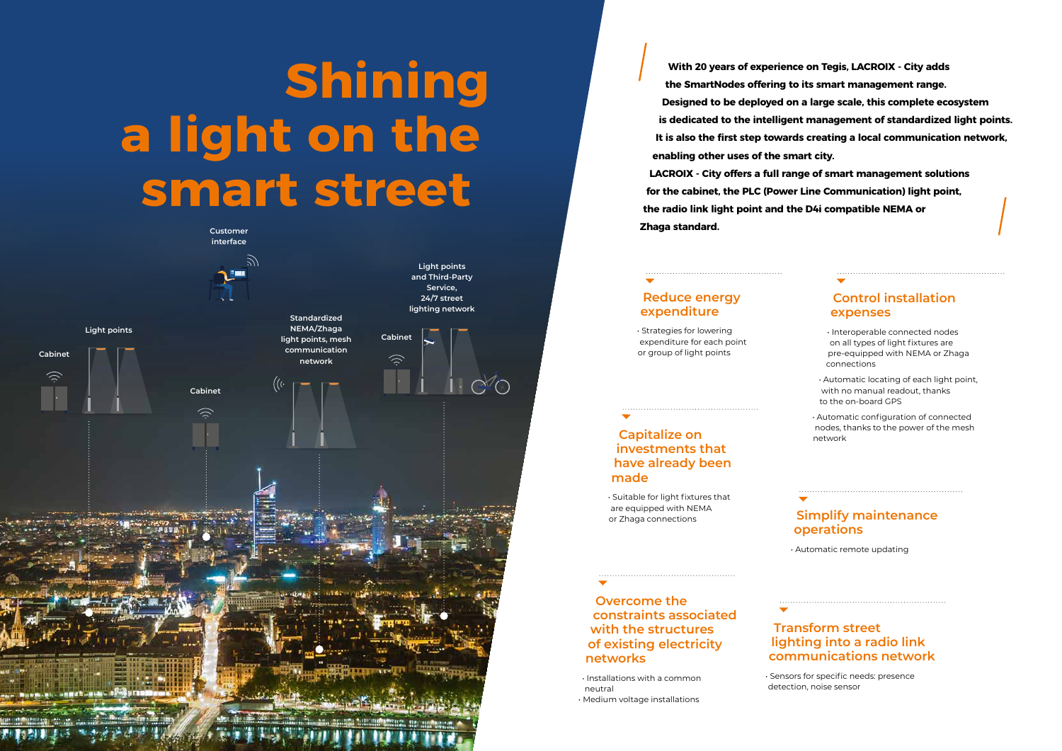# Shining a light on the smart street

Customer interface

Light points

Cabinet

Cabinet

Standardized NEMA/Zhaga light points, mesh communication network

Cabinet

Light points and Third-Party Service, 24/7 street lighting network

**With 20 years of experience on Tegis, LACROIX - City adds the SmartNodes offering to its smart management range. Designed to be deployed on a large scale, this complete ecosystem is dedicated to the intelligent management of standardized light points. It is also the first step towards creating a local communication network, enabling other uses of the smart city. LACROIX - City offers a full range of smart management solutions for the cabinet, the PLC (Power Line Communication) light point, the radio link light point and the D4i compatible NEMA or Zhaga standard.**

## Reduce energy expenditure

- Strategies for lowering expenditure for each point or group of light points

## Capitalize on investments that have already been made

- Suitable for light fixtures that are equipped with NEMA or Zhaga connections

## Overcome the constraints associated with the structures of existing electricity networks

- Installations with a common neutral
- Medium voltage installations

## Control installation expenses

- Interoperable connected nodes on all types of light fixtures are pre-equipped with NEMA or Zhaga connections
- Automatic locating of each light point, with no manual readout, thanks to the on-board GPS
- Automatic configuration of connected nodes, thanks to the power of the mesh network

## Simplify maintenance operations

- Automatic remote updating

## Transform street lighting into a radio link communications network

- Sensors for specific needs: presence detection, noise sensor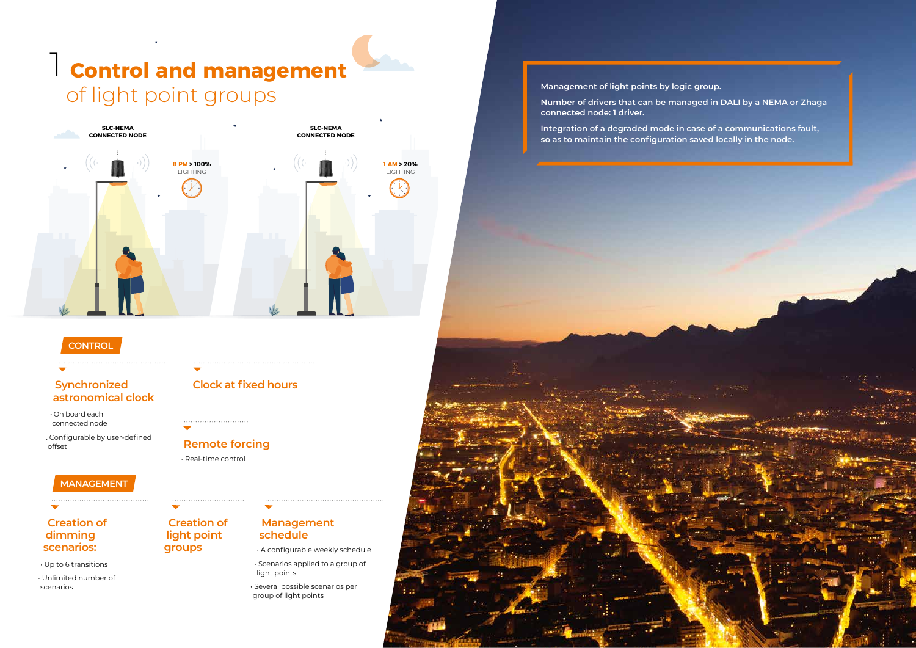# 1 Control and management of light point groups

SLC-NEMA CONNECTED NODE

8 PM > 100% LIGHTING

SLC-NEMA CONNECTED NODE

1 AM > 20% LIGHTING

Management of light points by logic group.

Number of drivers that can be managed in DALI by a NEMA or Zhaga connected node: 1 driver.

Integration of a degraded mode in case of a communications fault, so as to maintain the configuration saved locally in the node.

## CONTROL

### Synchronized astronomical clock

- On board each connected node
- Configurable by user-defined offset

### Clock at fixed hours

### Remote forcing

- Real-time control

## MANAGEMENT

### Creation of dimming scenarios:

- Up to 6 transitions
- Unlimited number of scenarios

### Creation of light point groups

### Management schedule

- A configurable weekly schedule
- Scenarios applied to a group of light points
- Several possible scenarios per group of light points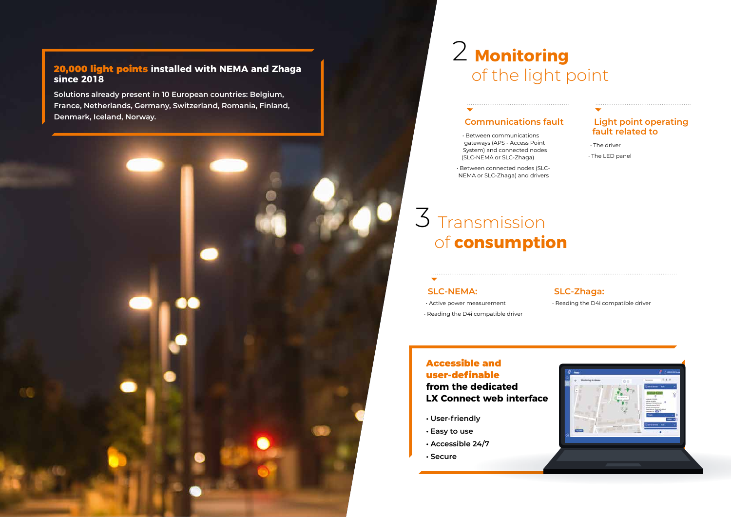**20,000 light points installed with NEMA and Zhaga since 2018**

Solutions already present in 10 European countries: Belgium, France, Netherlands, Germany, Switzerland, Romania, Finland, Denmark, Iceland, Norway.

## 2 Monitoring of the light point

### Communications fault

- Between communications gateways (APS - Access Point System) and connected nodes (SLC-NEMA or SLC-Zhaga)
- Between connected nodes (SLC-NEMA or SLC-Zhaga) and drivers

### Light point operating fault related to

- The driver
- The LED panel

## 3 Transmission of consumption

### SLC-NEMA:

- Active power measurement
- Reading the D4i compatible driver

### SLC-Zhaga:

- Reading the D4i compatible driver

**Accessible and user-definable from the dedicated LX Connect web interface**

- User-friendly
- Easy to use
- Accessible 24/7
- Secure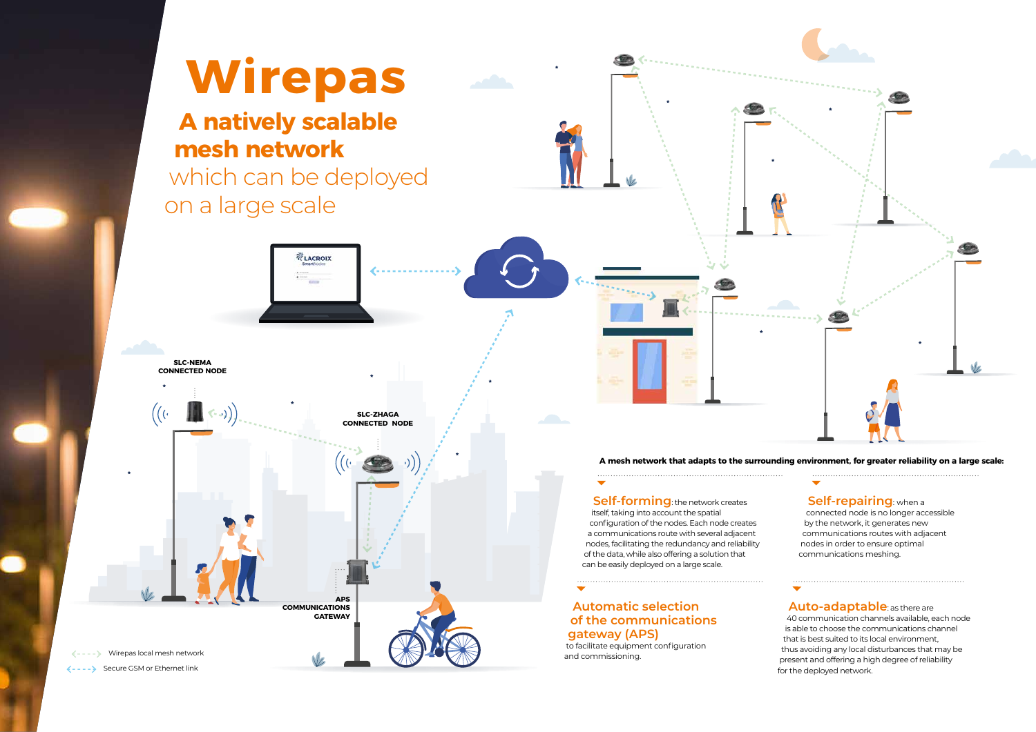# Wirepas

## A natively scalable mesh network

which can be deployed on a large scale

SLC-NEMA CONNECTED NODE

SLC-ZHAGA CONNECTED NODE

APS COMMUNICATIONS GATEWAY

Wirepas local mesh network

Secure GSM or Ethernet link

**A mesh network that adapts to the surrounding environment, for greater reliability on a large scale:**

**Self-forming**: the network creates itself, taking into account the spatial configuration of the nodes. Each node creates a communications route with several adjacent nodes, facilitating the redundancy and reliability of the data, while also offering a solution that can be easily deployed on a large scale.

**Self-repairing**: when a connected node is no longer accessible by the network, it generates new communications routes with adjacent nodes in order to ensure optimal communications meshing.

**Automatic selection of the communications gateway (APS)** to facilitate equipment configuration and commissioning.

**Auto-adaptable**: as there are 40 communication channels available, each node is able to choose the communications channel that is best suited to its local environment, thus avoiding any local disturbances that may be present and offering a high degree of reliability for the deployed network.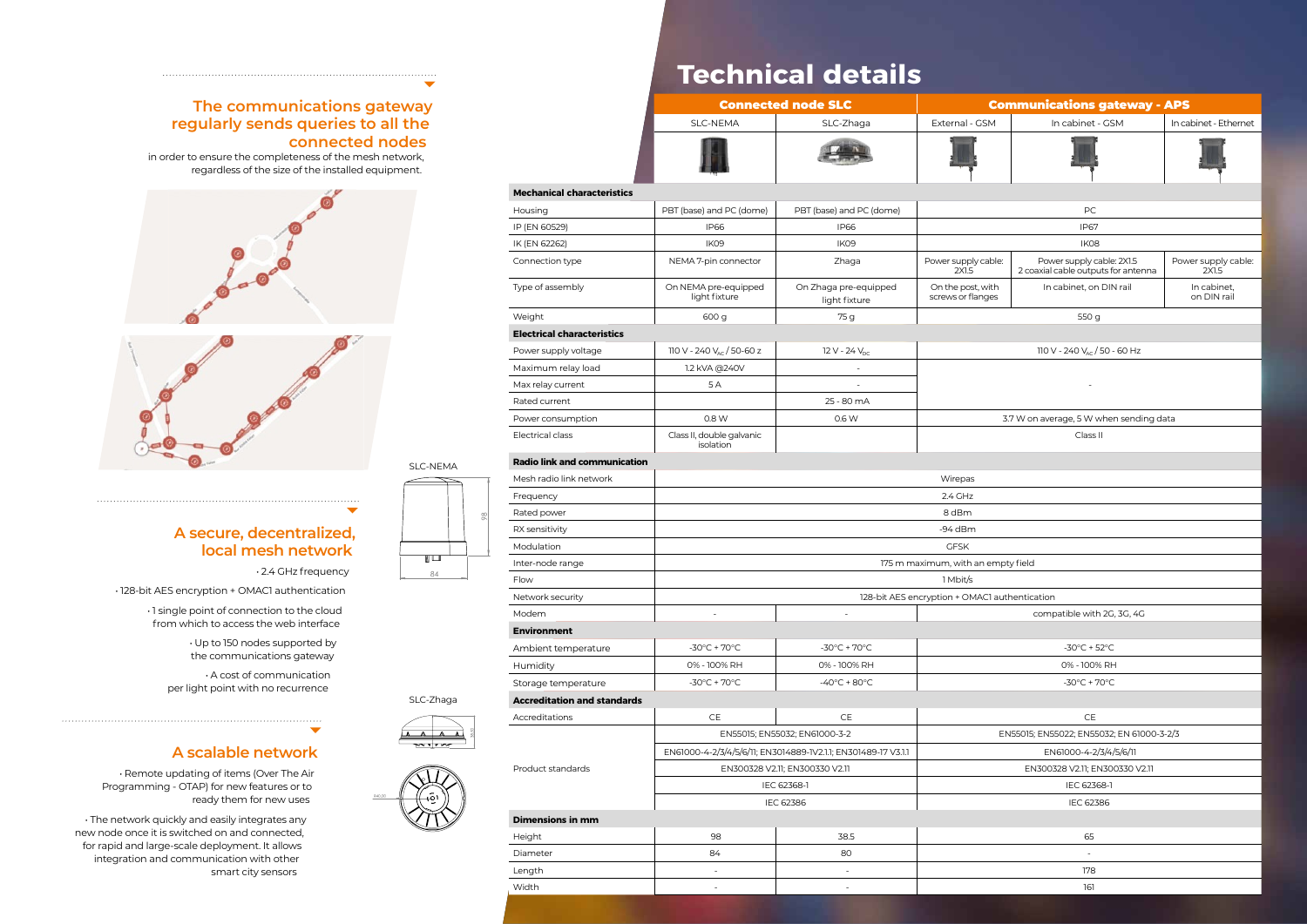## The communications gateway regularly sends queries to all the connected nodes

in order to ensure the completeness of the mesh network, regardless of the size of the installed equipment.

## A secure, decentralized, local mesh network

- 2.4 GHz frequency
- 128-bit AES encryption + OMAC1 authentication
- 1 single point of connection to the cloud from which to access the web interface
- Up to 150 nodes supported by the communications gateway
- A cost of communication per light point with no recurrence

## A scalable network

- Remote updating of items (Over The Air Programming - OTAP) for new features or to ready them for new uses
- The network quickly and easily integrates any new node once it is switched on and connected, for rapid and large-scale deployment. It allows integration and communication with other smart city sensors

SLC-NEMA

SLC-Zhaga

# Technical details

| | Connected node SLC | | Communications gateway - APS | | |
|---|---|---|---|---|---|
| | SLC-NEMA | SLC-Zhaga | External - GSM | In cabinet - GSM | In cabinet - Ethernet |
| **Mechanical characteristics** | | | | | |
| Housing | PBT (base) and PC (dome) | PBT (base) and PC (dome) | PC | | |
| IP (EN 60529) | IP66 | IP66 | IP67 | | |
| IK (EN 62262) | IK09 | IK09 | IK08 | | |
| Connection type | NEMA 7-pin connector | Zhaga | Power supply cable: 2X1.5 | Power supply cable: 2X1.5 2 coaxial cable outputs for antenna | Power supply cable: 2X1.5 |
| Type of assembly | On NEMA pre-equipped light fixture | On Zhaga pre-equipped light fixture | On the post, with screws or flanges | In cabinet, on DIN rail | In cabinet, on DIN rail |
| Weight | 600 g | 75 g | 550 g | | |
| **Electrical characteristics** | | | | | |
| Power supply voltage | 110 V - 240 $V_{AC}$ / 50-60 z | 12 V - 24 $V_{DC}$ | 110 V - 240 $V_{AC}$ / 50 - 60 Hz | | |
| Maximum relay load | 1.2 kVA @240V | - | - | | |
| Max relay current | 5 A | - | | | |
| Rated current | | 25 - 80 mA | | | |
| Power consumption | 0.8 W | 0.6 W | 3.7 W on average, 5 W when sending data | | |
| Electrical class | Class II, double galvanic isolation | | Class II | | |
| **Radio link and communication** | | | | | |
| Mesh radio link network | Wirepas | | | | |
| Frequency | 2.4 GHz | | | | |
| Rated power | 8 dBm | | | | |
| RX sensitivity | -94 dBm | | | | |
| Modulation | GFSK | | | | |
| Inter-node range | 175 m maximum, with an empty field | | | | |
| Flow | 1 Mbit/s | | | | |
| Network security | 128-bit AES encryption + OMAC1 authentication | | | | |
| Modem | - | - | compatible with 2G, 3G, 4G | | |
| **Environment** | | | | | |
| Ambient temperature | -30°C + 70°C | -30°C + 70°C | -30°C + 52°C | | |
| Humidity | 0% - 100% RH | 0% - 100% RH | 0% - 100% RH | | |
| Storage temperature | -30°C + 70°C | -40°C + 80°C | -30°C + 70°C | | |
| **Accreditation and standards** | | | | | |
| Accreditations | CE | CE | CE | | |
| Product standards | EN55015; EN55032; EN61000-3-2 | | EN55015; EN55022; EN55032; EN 61000-3-2/3 | | |
| | EN61000-4-2/3/4/5/6/11; EN3014889-1V2.1.1; EN301489-17 V3.1.1 | | EN61000-4-2/3/4/5/6/11 | | |
| | EN300328 V2.11; EN300330 V2.11 | | EN300328 V2.11; EN300330 V2.11 | | |
| | IEC 62368-1 | | IEC 62368-1 | | |
| | IEC 62386 | | IEC 62386 | | |
| **Dimensions in mm** | | | | | |
| Height | 98 | 38.5 | 65 | | |
| Diameter | 84 | 80 | - | | |
| Length | - | - | 178 | | |
| Width | - | - | 161 | | |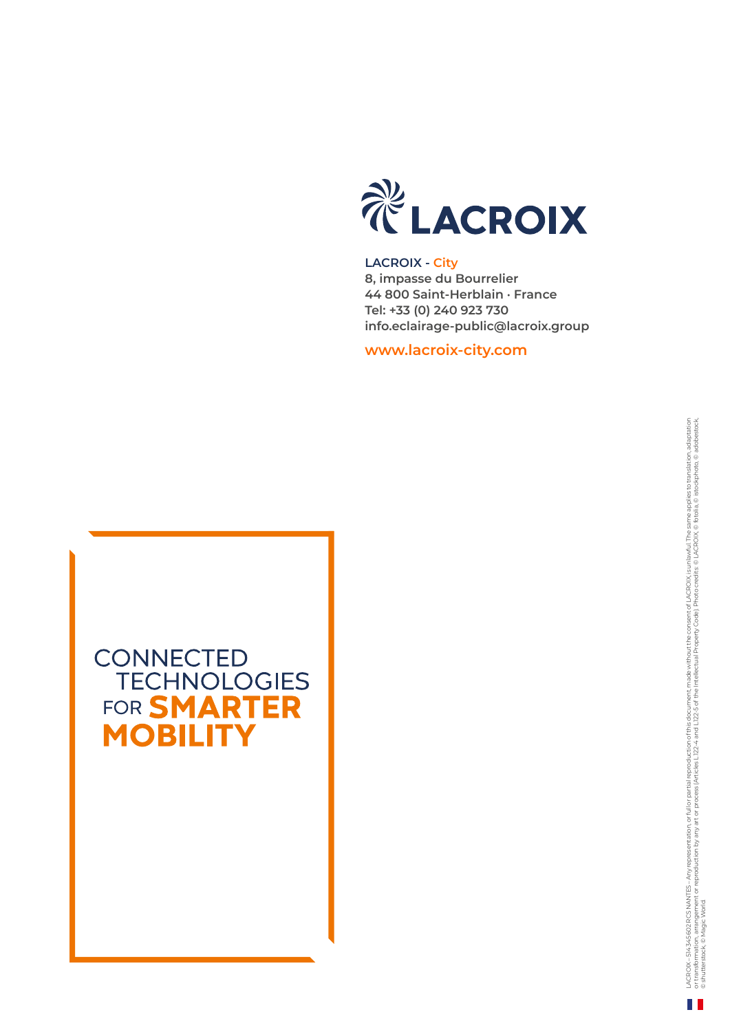LACROIX

**LACROIX - City**
**8, impasse du Bourrelier**
**44 800 Saint-Herblain · France**
**Tel: +33 (0) 240 923 730**
**info.eclairage-public@lacroix.group**

**www.lacroix-city.com**

CONNECTED
TECHNOLOGIES
FOR **SMARTER**
**MOBILITY**

LACROIX – 514345602 RCS NANTES – Any representation, or full or partial reproduction of this document, made without the consent of LACROIX is unlawful. The same applies to translation, adaptation or transformation, arrangement or reproduction by any art or process (Articles L.122-4 and L.122-5 of the Intellectual Property Code). Photo credits: © LACROIX, © fotolia, © istockphoto, © adobestock, © Shutterstock, © Magic World.